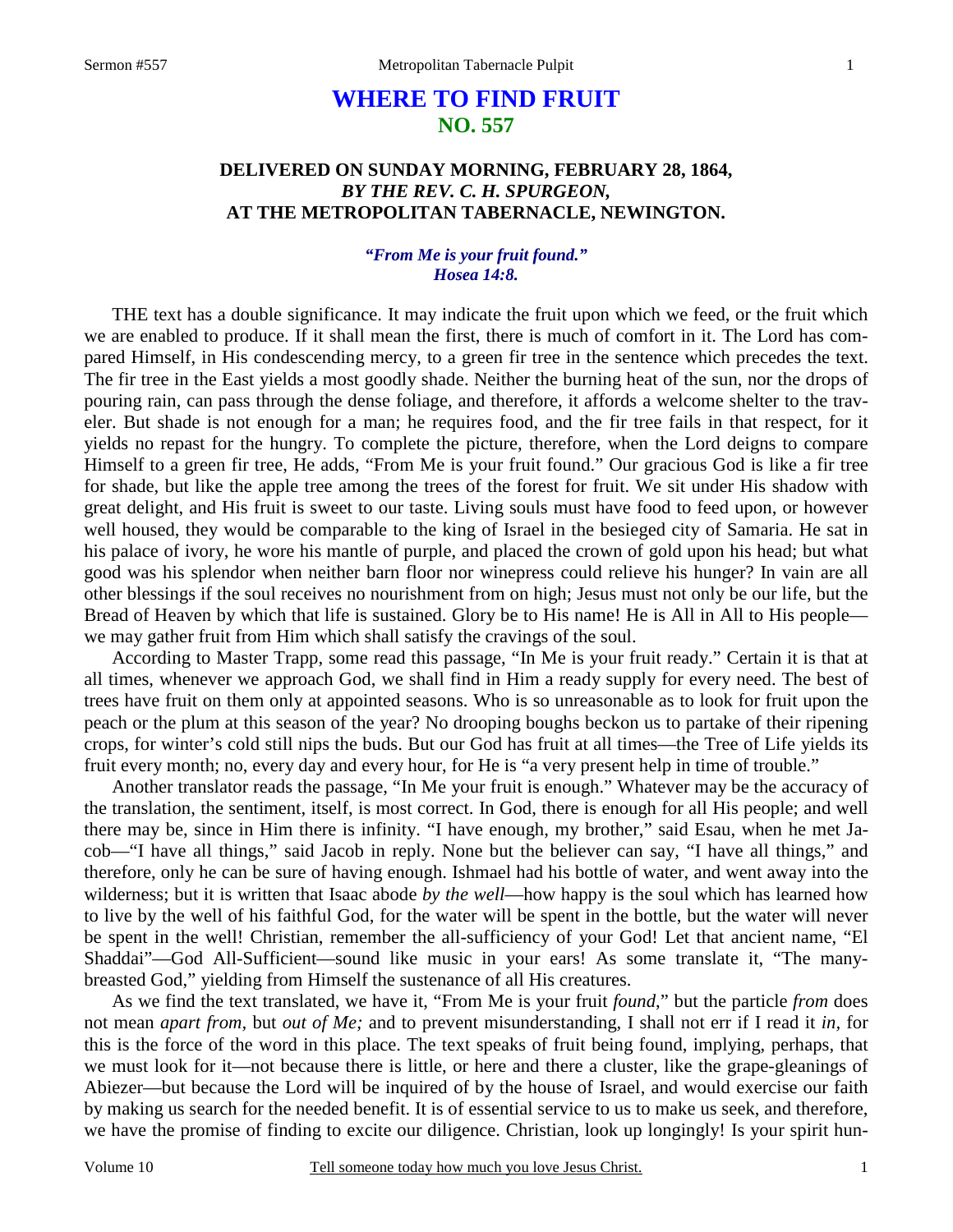# WHERE TO FIND FRUIT
## NO. 557

### DELIVERED ON SUNDAY MORNING, FEBRUARY 28, 1864, *BY THE REV. C. H. SPURGEON,* AT THE METROPOLITAN TABERNACLE, NEWINGTON.

***"From Me is your fruit found." Hosea 14:8.***

THE text has a double significance. It may indicate the fruit upon which we feed, or the fruit which we are enabled to produce. If it shall mean the first, there is much of comfort in it. The Lord has compared Himself, in His condescending mercy, to a green fir tree in the sentence which precedes the text. The fir tree in the East yields a most goodly shade. Neither the burning heat of the sun, nor the drops of pouring rain, can pass through the dense foliage, and therefore, it affords a welcome shelter to the traveler. But shade is not enough for a man; he requires food, and the fir tree fails in that respect, for it yields no repast for the hungry. To complete the picture, therefore, when the Lord deigns to compare Himself to a green fir tree, He adds, "From Me is your fruit found." Our gracious God is like a fir tree for shade, but like the apple tree among the trees of the forest for fruit. We sit under His shadow with great delight, and His fruit is sweet to our taste. Living souls must have food to feed upon, or however well housed, they would be comparable to the king of Israel in the besieged city of Samaria. He sat in his palace of ivory, he wore his mantle of purple, and placed the crown of gold upon his head; but what good was his splendor when neither barn floor nor winepress could relieve his hunger? In vain are all other blessings if the soul receives no nourishment from on high; Jesus must not only be our life, but the Bread of Heaven by which that life is sustained. Glory be to His name! He is All in All to His people—we may gather fruit from Him which shall satisfy the cravings of the soul.

According to Master Trapp, some read this passage, "In Me is your fruit ready." Certain it is that at all times, whenever we approach God, we shall find in Him a ready supply for every need. The best of trees have fruit on them only at appointed seasons. Who is so unreasonable as to look for fruit upon the peach or the plum at this season of the year? No drooping boughs beckon us to partake of their ripening crops, for winter's cold still nips the buds. But our God has fruit at all times—the Tree of Life yields its fruit every month; no, every day and every hour, for He is "a very present help in time of trouble."

Another translator reads the passage, "In Me your fruit is enough." Whatever may be the accuracy of the translation, the sentiment, itself, is most correct. In God, there is enough for all His people; and well there may be, since in Him there is infinity. "I have enough, my brother," said Esau, when he met Jacob—"I have all things," said Jacob in reply. None but the believer can say, "I have all things," and therefore, only he can be sure of having enough. Ishmael had his bottle of water, and went away into the wilderness; but it is written that Isaac abode *by the well*—how happy is the soul which has learned how to live by the well of his faithful God, for the water will be spent in the bottle, but the water will never be spent in the well! Christian, remember the all-sufficiency of your God! Let that ancient name, "El Shaddai"—God All-Sufficient—sound like music in your ears! As some translate it, "The many-breasted God," yielding from Himself the sustenance of all His creatures.

As we find the text translated, we have it, "From Me is your fruit *found*," but the particle *from* does not mean *apart from,* but *out of Me;* and to prevent misunderstanding, I shall not err if I read it *in,* for this is the force of the word in this place. The text speaks of fruit being found, implying, perhaps, that we must look for it—not because there is little, or here and there a cluster, like the grape-gleanings of Abiezer—but because the Lord will be inquired of by the house of Israel, and would exercise our faith by making us search for the needed benefit. It is of essential service to us to make us seek, and therefore, we have the promise of finding to excite our diligence. Christian, look up longingly! Is your spirit hun-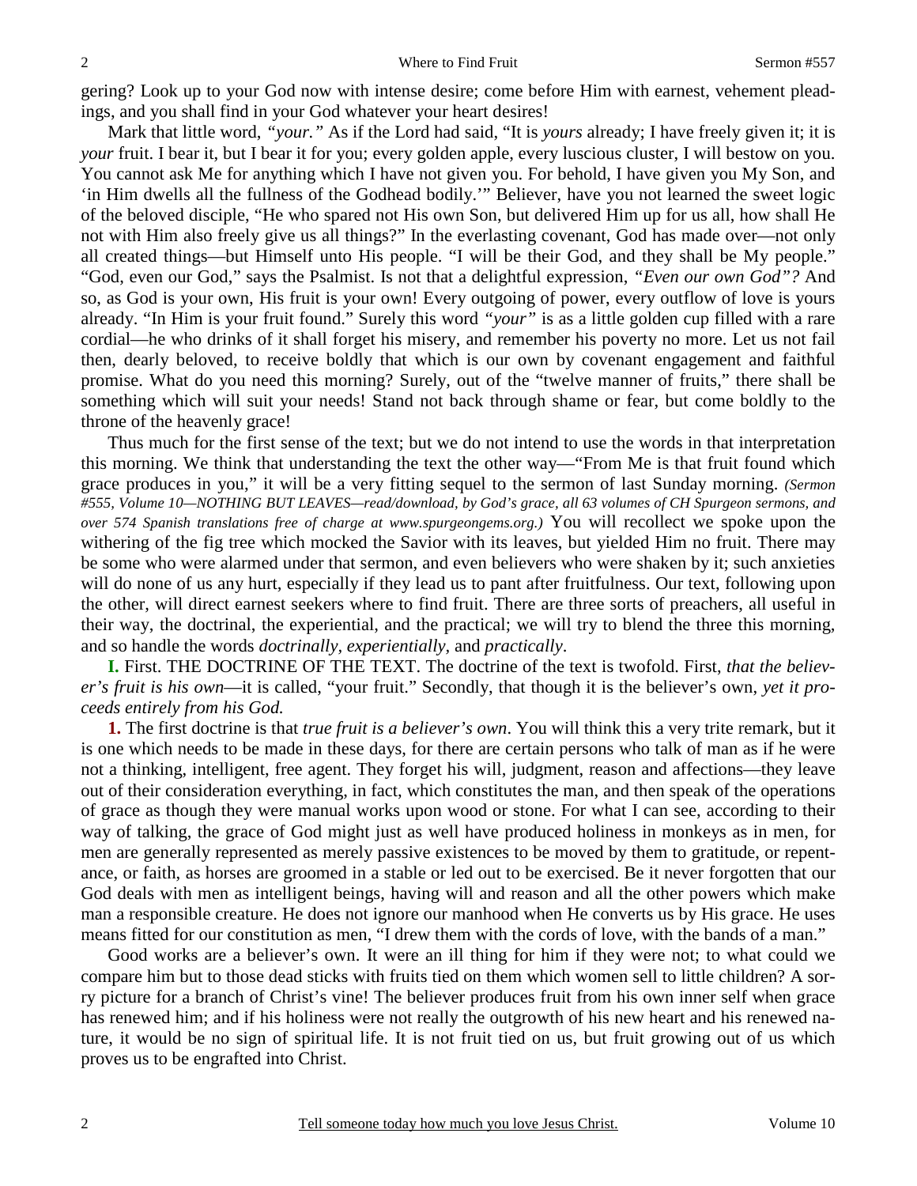gering? Look up to your God now with intense desire; come before Him with earnest, vehement pleadings, and you shall find in your God whatever your heart desires!

Mark that little word, *"your."* As if the Lord had said, "It is *yours* already; I have freely given it; it is *your* fruit. I bear it, but I bear it for you; every golden apple, every luscious cluster, I will bestow on you. You cannot ask Me for anything which I have not given you. For behold, I have given you My Son, and 'in Him dwells all the fullness of the Godhead bodily.'" Believer, have you not learned the sweet logic of the beloved disciple, "He who spared not His own Son, but delivered Him up for us all, how shall He not with Him also freely give us all things?" In the everlasting covenant, God has made over—not only all created things—but Himself unto His people. "I will be their God, and they shall be My people." "God, even our God," says the Psalmist. Is not that a delightful expression, *"Even our own God"?* And so, as God is your own, His fruit is your own! Every outgoing of power, every outflow of love is yours already. "In Him is your fruit found." Surely this word *"your"* is as a little golden cup filled with a rare cordial—he who drinks of it shall forget his misery, and remember his poverty no more. Let us not fail then, dearly beloved, to receive boldly that which is our own by covenant engagement and faithful promise. What do you need this morning? Surely, out of the "twelve manner of fruits," there shall be something which will suit your needs! Stand not back through shame or fear, but come boldly to the throne of the heavenly grace!

Thus much for the first sense of the text; but we do not intend to use the words in that interpretation this morning. We think that understanding the text the other way—"From Me is that fruit found which grace produces in you," it will be a very fitting sequel to the sermon of last Sunday morning. *(Sermon #555, Volume 10—NOTHING BUT LEAVES—read/download, by God's grace, all 63 volumes of CH Spurgeon sermons, and over 574 Spanish translations free of charge at www.spurgeongems.org.)* You will recollect we spoke upon the withering of the fig tree which mocked the Savior with its leaves, but yielded Him no fruit. There may be some who were alarmed under that sermon, and even believers who were shaken by it; such anxieties will do none of us any hurt, especially if they lead us to pant after fruitfulness. Our text, following upon the other, will direct earnest seekers where to find fruit. There are three sorts of preachers, all useful in their way, the doctrinal, the experiential, and the practical; we will try to blend the three this morning, and so handle the words *doctrinally, experientially*, and *practically*.

**I.** First. THE DOCTRINE OF THE TEXT. The doctrine of the text is twofold. First, *that the believer's fruit is his own*—it is called, "your fruit." Secondly, that though it is the believer's own, *yet it proceeds entirely from his God.*

**1.** The first doctrine is that *true fruit is a believer's own*. You will think this a very trite remark, but it is one which needs to be made in these days, for there are certain persons who talk of man as if he were not a thinking, intelligent, free agent. They forget his will, judgment, reason and affections—they leave out of their consideration everything, in fact, which constitutes the man, and then speak of the operations of grace as though they were manual works upon wood or stone. For what I can see, according to their way of talking, the grace of God might just as well have produced holiness in monkeys as in men, for men are generally represented as merely passive existences to be moved by them to gratitude, or repentance, or faith, as horses are groomed in a stable or led out to be exercised. Be it never forgotten that our God deals with men as intelligent beings, having will and reason and all the other powers which make man a responsible creature. He does not ignore our manhood when He converts us by His grace. He uses means fitted for our constitution as men, "I drew them with the cords of love, with the bands of a man."

Good works are a believer's own. It were an ill thing for him if they were not; to what could we compare him but to those dead sticks with fruits tied on them which women sell to little children? A sorry picture for a branch of Christ's vine! The believer produces fruit from his own inner self when grace has renewed him; and if his holiness were not really the outgrowth of his new heart and his renewed nature, it would be no sign of spiritual life. It is not fruit tied on us, but fruit growing out of us which proves us to be engrafted into Christ.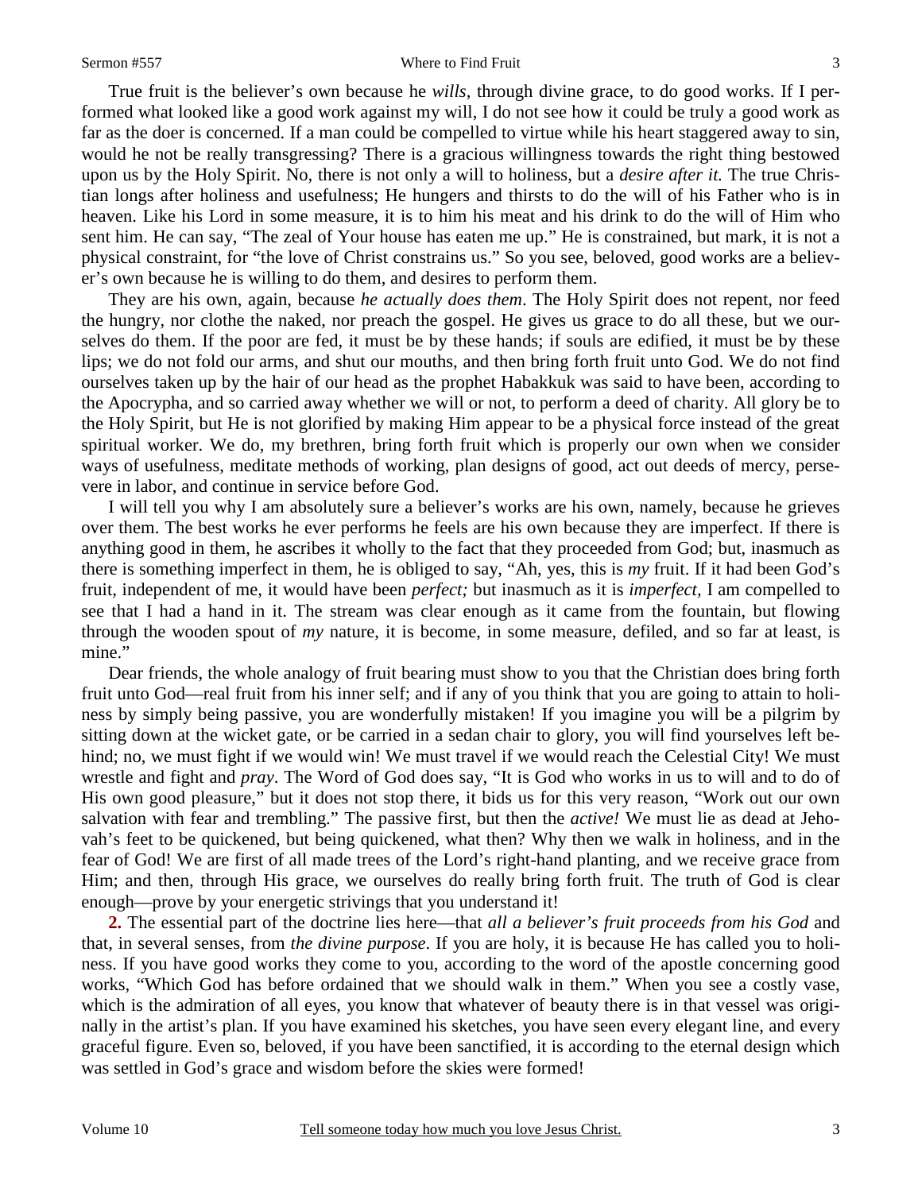True fruit is the believer's own because he *wills*, through divine grace, to do good works. If I performed what looked like a good work against my will, I do not see how it could be truly a good work as far as the doer is concerned. If a man could be compelled to virtue while his heart staggered away to sin, would he not be really transgressing? There is a gracious willingness towards the right thing bestowed upon us by the Holy Spirit. No, there is not only a will to holiness, but a *desire after it.* The true Christian longs after holiness and usefulness; He hungers and thirsts to do the will of his Father who is in heaven. Like his Lord in some measure, it is to him his meat and his drink to do the will of Him who sent him. He can say, "The zeal of Your house has eaten me up." He is constrained, but mark, it is not a physical constraint, for "the love of Christ constrains us." So you see, beloved, good works are a believer's own because he is willing to do them, and desires to perform them.

They are his own, again, because *he actually does them*. The Holy Spirit does not repent, nor feed the hungry, nor clothe the naked, nor preach the gospel. He gives us grace to do all these, but we ourselves do them. If the poor are fed, it must be by these hands; if souls are edified, it must be by these lips; we do not fold our arms, and shut our mouths, and then bring forth fruit unto God. We do not find ourselves taken up by the hair of our head as the prophet Habakkuk was said to have been, according to the Apocrypha, and so carried away whether we will or not, to perform a deed of charity. All glory be to the Holy Spirit, but He is not glorified by making Him appear to be a physical force instead of the great spiritual worker. We do, my brethren, bring forth fruit which is properly our own when we consider ways of usefulness, meditate methods of working, plan designs of good, act out deeds of mercy, persevere in labor, and continue in service before God.

I will tell you why I am absolutely sure a believer's works are his own, namely, because he grieves over them. The best works he ever performs he feels are his own because they are imperfect. If there is anything good in them, he ascribes it wholly to the fact that they proceeded from God; but, inasmuch as there is something imperfect in them, he is obliged to say, "Ah, yes, this is *my* fruit. If it had been God's fruit, independent of me, it would have been *perfect;* but inasmuch as it is *imperfect,* I am compelled to see that I had a hand in it. The stream was clear enough as it came from the fountain, but flowing through the wooden spout of *my* nature, it is become, in some measure, defiled, and so far at least, is mine."

Dear friends, the whole analogy of fruit bearing must show to you that the Christian does bring forth fruit unto God—real fruit from his inner self; and if any of you think that you are going to attain to holiness by simply being passive, you are wonderfully mistaken! If you imagine you will be a pilgrim by sitting down at the wicket gate, or be carried in a sedan chair to glory, you will find yourselves left behind; no, we must fight if we would win! We must travel if we would reach the Celestial City! We must wrestle and fight and *pray*. The Word of God does say, "It is God who works in us to will and to do of His own good pleasure," but it does not stop there, it bids us for this very reason, "Work out our own salvation with fear and trembling." The passive first, but then the *active!* We must lie as dead at Jehovah's feet to be quickened, but being quickened, what then? Why then we walk in holiness, and in the fear of God! We are first of all made trees of the Lord's right-hand planting, and we receive grace from Him; and then, through His grace, we ourselves do really bring forth fruit. The truth of God is clear enough—prove by your energetic strivings that you understand it!

**2.** The essential part of the doctrine lies here—that *all a believer's fruit proceeds from his God* and that, in several senses, from *the divine purpose*. If you are holy, it is because He has called you to holiness. If you have good works they come to you, according to the word of the apostle concerning good works, "Which God has before ordained that we should walk in them." When you see a costly vase, which is the admiration of all eyes, you know that whatever of beauty there is in that vessel was originally in the artist's plan. If you have examined his sketches, you have seen every elegant line, and every graceful figure. Even so, beloved, if you have been sanctified, it is according to the eternal design which was settled in God's grace and wisdom before the skies were formed!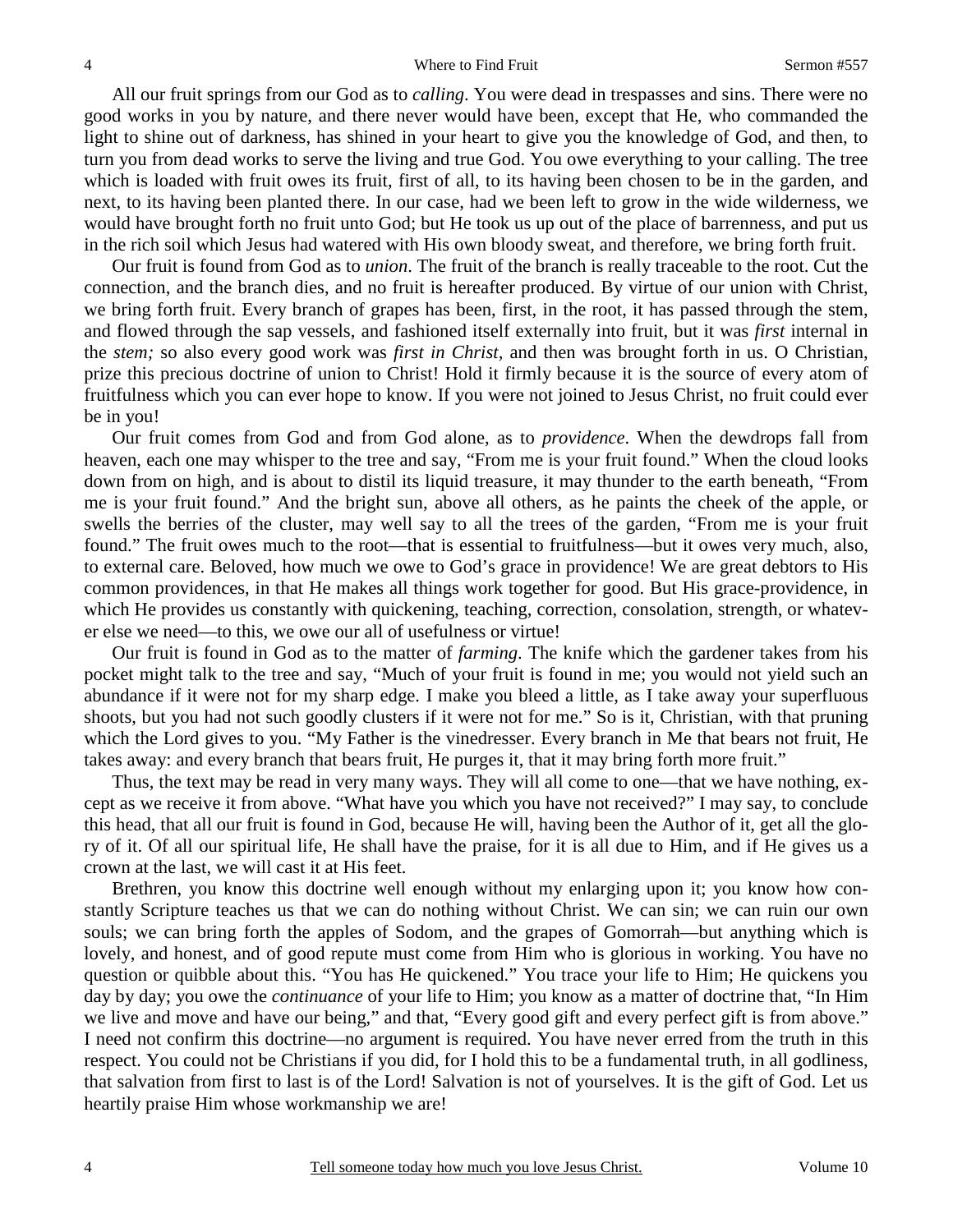All our fruit springs from our God as to *calling*. You were dead in trespasses and sins. There were no good works in you by nature, and there never would have been, except that He, who commanded the light to shine out of darkness, has shined in your heart to give you the knowledge of God, and then, to turn you from dead works to serve the living and true God. You owe everything to your calling. The tree which is loaded with fruit owes its fruit, first of all, to its having been chosen to be in the garden, and next, to its having been planted there. In our case, had we been left to grow in the wide wilderness, we would have brought forth no fruit unto God; but He took us up out of the place of barrenness, and put us in the rich soil which Jesus had watered with His own bloody sweat, and therefore, we bring forth fruit.

Our fruit is found from God as to *union*. The fruit of the branch is really traceable to the root. Cut the connection, and the branch dies, and no fruit is hereafter produced. By virtue of our union with Christ, we bring forth fruit. Every branch of grapes has been, first, in the root, it has passed through the stem, and flowed through the sap vessels, and fashioned itself externally into fruit, but it was *first* internal in the *stem;* so also every good work was *first in Christ,* and then was brought forth in us. O Christian, prize this precious doctrine of union to Christ! Hold it firmly because it is the source of every atom of fruitfulness which you can ever hope to know. If you were not joined to Jesus Christ, no fruit could ever be in you!

Our fruit comes from God and from God alone, as to *providence*. When the dewdrops fall from heaven, each one may whisper to the tree and say, "From me is your fruit found." When the cloud looks down from on high, and is about to distil its liquid treasure, it may thunder to the earth beneath, "From me is your fruit found." And the bright sun, above all others, as he paints the cheek of the apple, or swells the berries of the cluster, may well say to all the trees of the garden, "From me is your fruit found." The fruit owes much to the root—that is essential to fruitfulness—but it owes very much, also, to external care. Beloved, how much we owe to God's grace in providence! We are great debtors to His common providences, in that He makes all things work together for good. But His grace-providence, in which He provides us constantly with quickening, teaching, correction, consolation, strength, or whatever else we need—to this, we owe our all of usefulness or virtue!

Our fruit is found in God as to the matter of *farming*. The knife which the gardener takes from his pocket might talk to the tree and say, "Much of your fruit is found in me; you would not yield such an abundance if it were not for my sharp edge. I make you bleed a little, as I take away your superfluous shoots, but you had not such goodly clusters if it were not for me." So is it, Christian, with that pruning which the Lord gives to you. "My Father is the vinedresser. Every branch in Me that bears not fruit, He takes away: and every branch that bears fruit, He purges it, that it may bring forth more fruit."

Thus, the text may be read in very many ways. They will all come to one—that we have nothing, except as we receive it from above. "What have you which you have not received?" I may say, to conclude this head, that all our fruit is found in God, because He will, having been the Author of it, get all the glory of it. Of all our spiritual life, He shall have the praise, for it is all due to Him, and if He gives us a crown at the last, we will cast it at His feet.

Brethren, you know this doctrine well enough without my enlarging upon it; you know how constantly Scripture teaches us that we can do nothing without Christ. We can sin; we can ruin our own souls; we can bring forth the apples of Sodom, and the grapes of Gomorrah—but anything which is lovely, and honest, and of good repute must come from Him who is glorious in working. You have no question or quibble about this. "You has He quickened." You trace your life to Him; He quickens you day by day; you owe the *continuance* of your life to Him; you know as a matter of doctrine that, "In Him we live and move and have our being," and that, "Every good gift and every perfect gift is from above." I need not confirm this doctrine—no argument is required. You have never erred from the truth in this respect. You could not be Christians if you did, for I hold this to be a fundamental truth, in all godliness, that salvation from first to last is of the Lord! Salvation is not of yourselves. It is the gift of God. Let us heartily praise Him whose workmanship we are!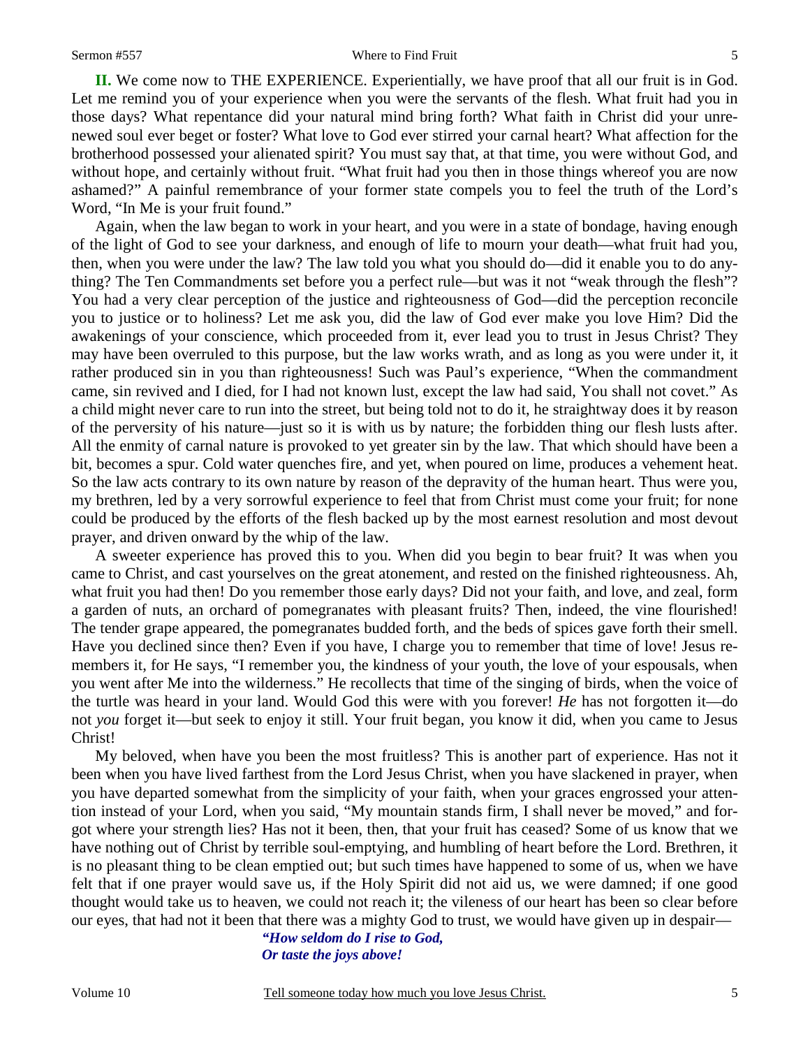**II.** We come now to THE EXPERIENCE. Experientially, we have proof that all our fruit is in God. Let me remind you of your experience when you were the servants of the flesh. What fruit had you in those days? What repentance did your natural mind bring forth? What faith in Christ did your unrenewed soul ever beget or foster? What love to God ever stirred your carnal heart? What affection for the brotherhood possessed your alienated spirit? You must say that, at that time, you were without God, and without hope, and certainly without fruit. "What fruit had you then in those things whereof you are now ashamed?" A painful remembrance of your former state compels you to feel the truth of the Lord's Word, "In Me is your fruit found."

Again, when the law began to work in your heart, and you were in a state of bondage, having enough of the light of God to see your darkness, and enough of life to mourn your death—what fruit had you, then, when you were under the law? The law told you what you should do—did it enable you to do anything? The Ten Commandments set before you a perfect rule—but was it not "weak through the flesh"? You had a very clear perception of the justice and righteousness of God—did the perception reconcile you to justice or to holiness? Let me ask you, did the law of God ever make you love Him? Did the awakenings of your conscience, which proceeded from it, ever lead you to trust in Jesus Christ? They may have been overruled to this purpose, but the law works wrath, and as long as you were under it, it rather produced sin in you than righteousness! Such was Paul's experience, "When the commandment came, sin revived and I died, for I had not known lust, except the law had said, You shall not covet." As a child might never care to run into the street, but being told not to do it, he straightway does it by reason of the perversity of his nature—just so it is with us by nature; the forbidden thing our flesh lusts after. All the enmity of carnal nature is provoked to yet greater sin by the law. That which should have been a bit, becomes a spur. Cold water quenches fire, and yet, when poured on lime, produces a vehement heat. So the law acts contrary to its own nature by reason of the depravity of the human heart. Thus were you, my brethren, led by a very sorrowful experience to feel that from Christ must come your fruit; for none could be produced by the efforts of the flesh backed up by the most earnest resolution and most devout prayer, and driven onward by the whip of the law.

A sweeter experience has proved this to you. When did you begin to bear fruit? It was when you came to Christ, and cast yourselves on the great atonement, and rested on the finished righteousness. Ah, what fruit you had then! Do you remember those early days? Did not your faith, and love, and zeal, form a garden of nuts, an orchard of pomegranates with pleasant fruits? Then, indeed, the vine flourished! The tender grape appeared, the pomegranates budded forth, and the beds of spices gave forth their smell. Have you declined since then? Even if you have, I charge you to remember that time of love! Jesus remembers it, for He says, "I remember you, the kindness of your youth, the love of your espousals, when you went after Me into the wilderness." He recollects that time of the singing of birds, when the voice of the turtle was heard in your land. Would God this were with you forever! *He* has not forgotten it—do not *you* forget it—but seek to enjoy it still. Your fruit began, you know it did, when you came to Jesus Christ!

My beloved, when have you been the most fruitless? This is another part of experience. Has not it been when you have lived farthest from the Lord Jesus Christ, when you have slackened in prayer, when you have departed somewhat from the simplicity of your faith, when your graces engrossed your attention instead of your Lord, when you said, "My mountain stands firm, I shall never be moved," and forgot where your strength lies? Has not it been, then, that your fruit has ceased? Some of us know that we have nothing out of Christ by terrible soul-emptying, and humbling of heart before the Lord. Brethren, it is no pleasant thing to be clean emptied out; but such times have happened to some of us, when we have felt that if one prayer would save us, if the Holy Spirit did not aid us, we were damned; if one good thought would take us to heaven, we could not reach it; the vileness of our heart has been so clear before our eyes, that had not it been that there was a mighty God to trust, we would have given up in despair—

> ***"How seldom do I rise to God,***
> ***Or taste the joys above!***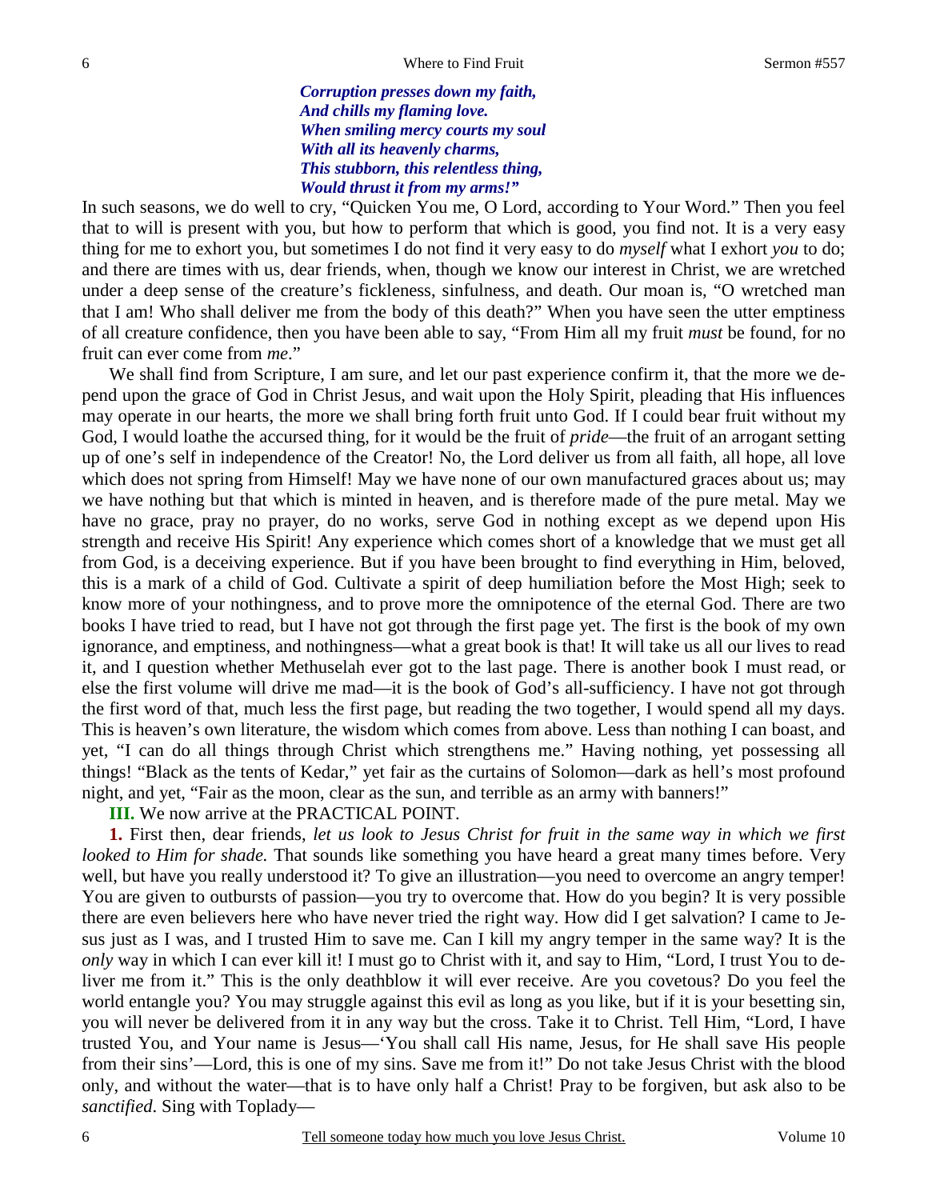*Corruption presses down my faith,*
*And chills my flaming love.*
*When smiling mercy courts my soul*
*With all its heavenly charms,*
*This stubborn, this relentless thing,*
*Would thrust it from my arms!"*

In such seasons, we do well to cry, "Quicken You me, O Lord, according to Your Word." Then you feel that to will is present with you, but how to perform that which is good, you find not. It is a very easy thing for me to exhort you, but sometimes I do not find it very easy to do *myself* what I exhort *you* to do; and there are times with us, dear friends, when, though we know our interest in Christ, we are wretched under a deep sense of the creature's fickleness, sinfulness, and death. Our moan is, "O wretched man that I am! Who shall deliver me from the body of this death?" When you have seen the utter emptiness of all creature confidence, then you have been able to say, "From Him all my fruit *must* be found, for no fruit can ever come from *me*."

We shall find from Scripture, I am sure, and let our past experience confirm it, that the more we depend upon the grace of God in Christ Jesus, and wait upon the Holy Spirit, pleading that His influences may operate in our hearts, the more we shall bring forth fruit unto God. If I could bear fruit without my God, I would loathe the accursed thing, for it would be the fruit of *pride*—the fruit of an arrogant setting up of one's self in independence of the Creator! No, the Lord deliver us from all faith, all hope, all love which does not spring from Himself! May we have none of our own manufactured graces about us; may we have nothing but that which is minted in heaven, and is therefore made of the pure metal. May we have no grace, pray no prayer, do no works, serve God in nothing except as we depend upon His strength and receive His Spirit! Any experience which comes short of a knowledge that we must get all from God, is a deceiving experience. But if you have been brought to find everything in Him, beloved, this is a mark of a child of God. Cultivate a spirit of deep humiliation before the Most High; seek to know more of your nothingness, and to prove more the omnipotence of the eternal God. There are two books I have tried to read, but I have not got through the first page yet. The first is the book of my own ignorance, and emptiness, and nothingness—what a great book is that! It will take us all our lives to read it, and I question whether Methuselah ever got to the last page. There is another book I must read, or else the first volume will drive me mad—it is the book of God's all-sufficiency. I have not got through the first word of that, much less the first page, but reading the two together, I would spend all my days. This is heaven's own literature, the wisdom which comes from above. Less than nothing I can boast, and yet, "I can do all things through Christ which strengthens me." Having nothing, yet possessing all things! "Black as the tents of Kedar," yet fair as the curtains of Solomon—dark as hell's most profound night, and yet, "Fair as the moon, clear as the sun, and terrible as an army with banners!"

**III.** We now arrive at the PRACTICAL POINT.

**1.** First then, dear friends, *let us look to Jesus Christ for fruit in the same way in which we first looked to Him for shade.* That sounds like something you have heard a great many times before. Very well, but have you really understood it? To give an illustration—you need to overcome an angry temper! You are given to outbursts of passion—you try to overcome that. How do you begin? It is very possible there are even believers here who have never tried the right way. How did I get salvation? I came to Jesus just as I was, and I trusted Him to save me. Can I kill my angry temper in the same way? It is the *only* way in which I can ever kill it! I must go to Christ with it, and say to Him, "Lord, I trust You to deliver me from it." This is the only deathblow it will ever receive. Are you covetous? Do you feel the world entangle you? You may struggle against this evil as long as you like, but if it is your besetting sin, you will never be delivered from it in any way but the cross. Take it to Christ. Tell Him, "Lord, I have trusted You, and Your name is Jesus—'You shall call His name, Jesus, for He shall save His people from their sins'—Lord, this is one of my sins. Save me from it!" Do not take Jesus Christ with the blood only, and without the water—that is to have only half a Christ! Pray to be forgiven, but ask also to be *sanctified*. Sing with Toplady—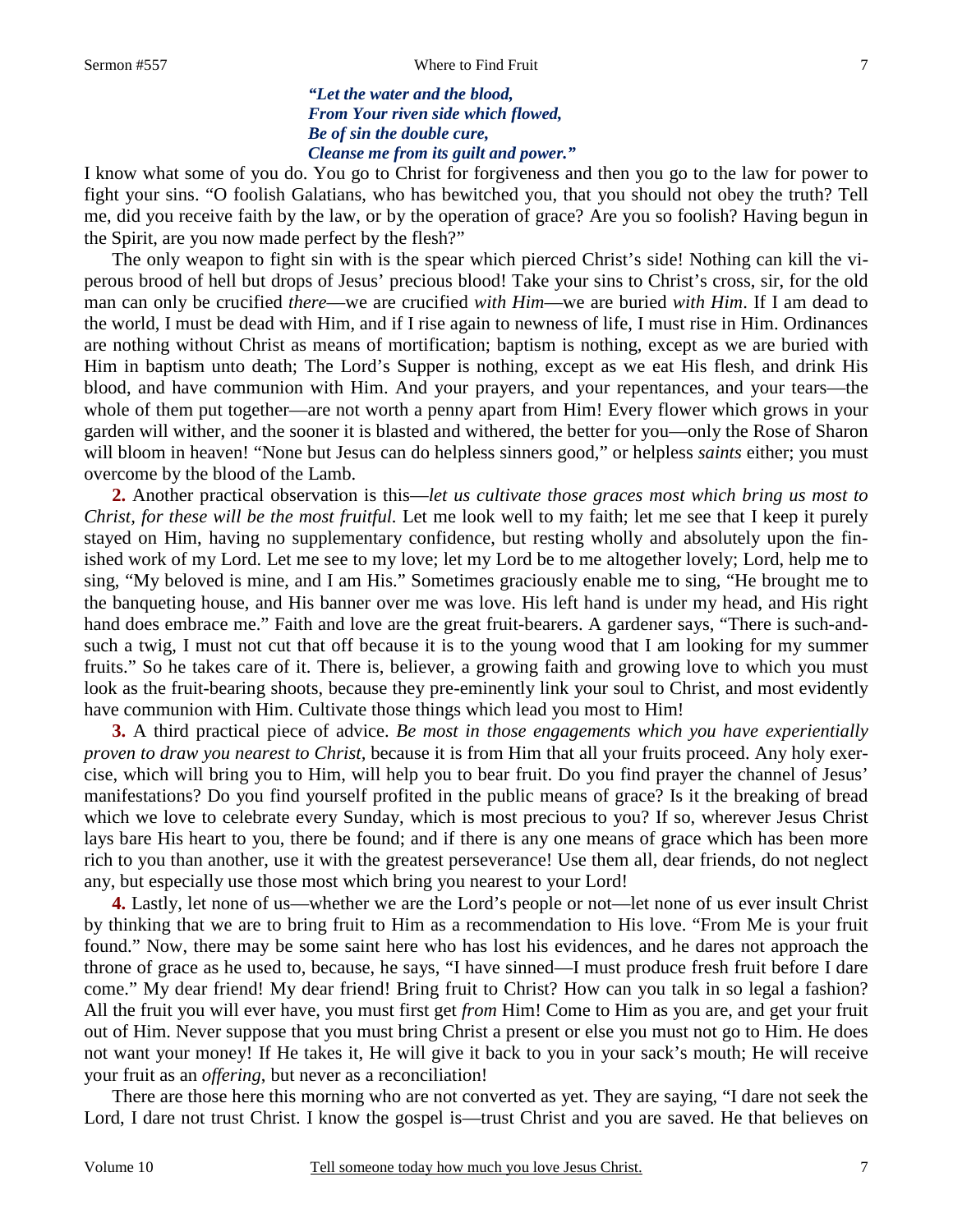> ***"Let the water and the blood,***
> ***From Your riven side which flowed,***
> ***Be of sin the double cure,***
> ***Cleanse me from its guilt and power."***

I know what some of you do. You go to Christ for forgiveness and then you go to the law for power to fight your sins. "O foolish Galatians, who has bewitched you, that you should not obey the truth? Tell me, did you receive faith by the law, or by the operation of grace? Are you so foolish? Having begun in the Spirit, are you now made perfect by the flesh?"

The only weapon to fight sin with is the spear which pierced Christ's side! Nothing can kill the viperous brood of hell but drops of Jesus' precious blood! Take your sins to Christ's cross, sir, for the old man can only be crucified *there*—we are crucified *with Him*—we are buried *with Him*. If I am dead to the world, I must be dead with Him, and if I rise again to newness of life, I must rise in Him. Ordinances are nothing without Christ as means of mortification; baptism is nothing, except as we are buried with Him in baptism unto death; The Lord's Supper is nothing, except as we eat His flesh, and drink His blood, and have communion with Him. And your prayers, and your repentances, and your tears—the whole of them put together—are not worth a penny apart from Him! Every flower which grows in your garden will wither, and the sooner it is blasted and withered, the better for you—only the Rose of Sharon will bloom in heaven! "None but Jesus can do helpless sinners good," or helpless *saints* either; you must overcome by the blood of the Lamb.

**2.** Another practical observation is this—*let us cultivate those graces most which bring us most to Christ, for these will be the most fruitful.* Let me look well to my faith; let me see that I keep it purely stayed on Him, having no supplementary confidence, but resting wholly and absolutely upon the finished work of my Lord. Let me see to my love; let my Lord be to me altogether lovely; Lord, help me to sing, "My beloved is mine, and I am His." Sometimes graciously enable me to sing, "He brought me to the banqueting house, and His banner over me was love. His left hand is under my head, and His right hand does embrace me." Faith and love are the great fruit-bearers. A gardener says, "There is such-and-such a twig, I must not cut that off because it is to the young wood that I am looking for my summer fruits." So he takes care of it. There is, believer, a growing faith and growing love to which you must look as the fruit-bearing shoots, because they pre-eminently link your soul to Christ, and most evidently have communion with Him. Cultivate those things which lead you most to Him!

**3.** A third practical piece of advice. *Be most in those engagements which you have experientially proven to draw you nearest to Christ,* because it is from Him that all your fruits proceed. Any holy exercise, which will bring you to Him, will help you to bear fruit. Do you find prayer the channel of Jesus' manifestations? Do you find yourself profited in the public means of grace? Is it the breaking of bread which we love to celebrate every Sunday, which is most precious to you? If so, wherever Jesus Christ lays bare His heart to you, there be found; and if there is any one means of grace which has been more rich to you than another, use it with the greatest perseverance! Use them all, dear friends, do not neglect any, but especially use those most which bring you nearest to your Lord!

**4.** Lastly, let none of us—whether we are the Lord's people or not—let none of us ever insult Christ by thinking that we are to bring fruit to Him as a recommendation to His love. "From Me is your fruit found." Now, there may be some saint here who has lost his evidences, and he dares not approach the throne of grace as he used to, because, he says, "I have sinned—I must produce fresh fruit before I dare come." My dear friend! My dear friend! Bring fruit to Christ? How can you talk in so legal a fashion? All the fruit you will ever have, you must first get *from* Him! Come to Him as you are, and get your fruit out of Him. Never suppose that you must bring Christ a present or else you must not go to Him. He does not want your money! If He takes it, He will give it back to you in your sack's mouth; He will receive your fruit as an *offering*, but never as a reconciliation!

There are those here this morning who are not converted as yet. They are saying, "I dare not seek the Lord, I dare not trust Christ. I know the gospel is—trust Christ and you are saved. He that believes on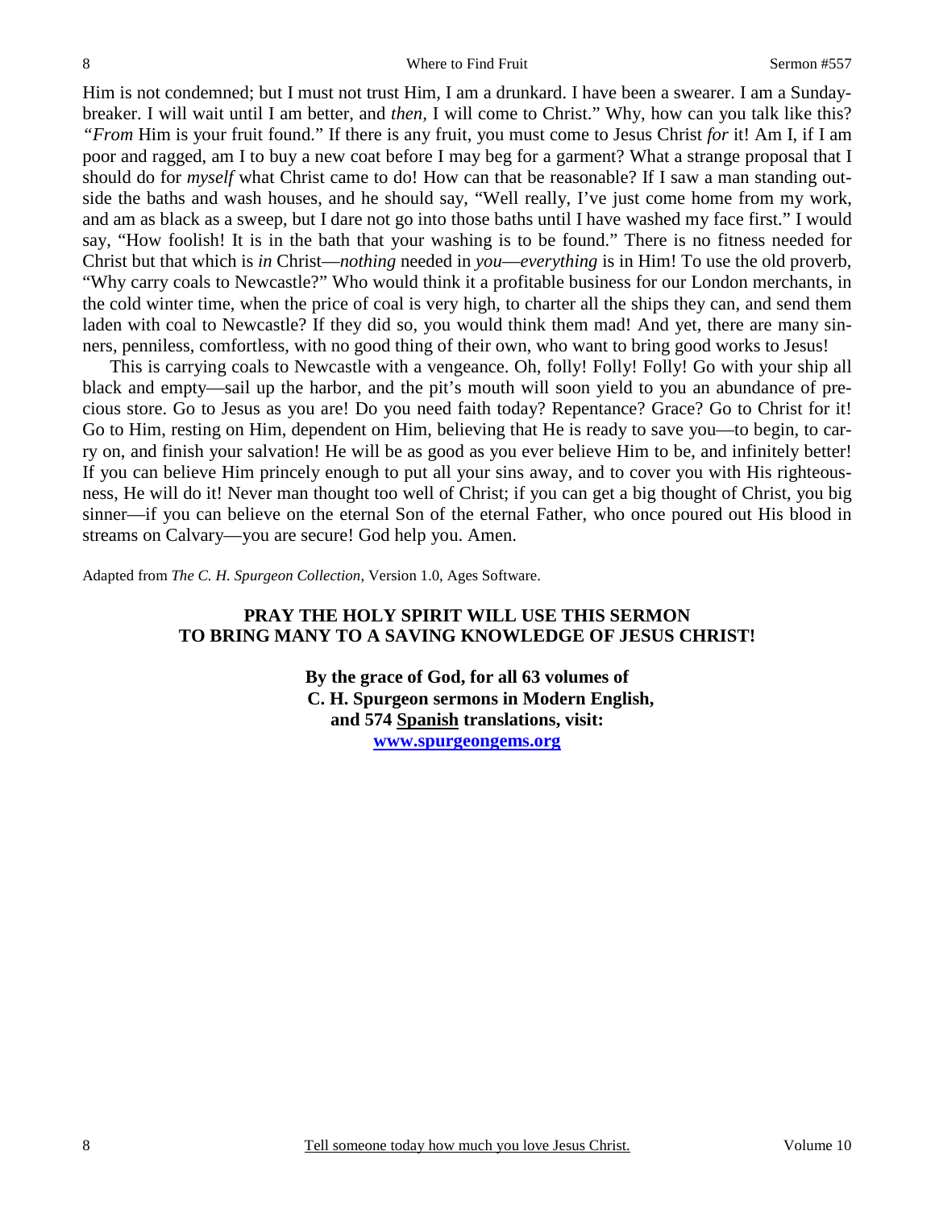Him is not condemned; but I must not trust Him, I am a drunkard. I have been a swearer. I am a Sunday-breaker. I will wait until I am better, and *then,* I will come to Christ." Why, how can you talk like this? *"From* Him is your fruit found." If there is any fruit, you must come to Jesus Christ *for* it! Am I, if I am poor and ragged, am I to buy a new coat before I may beg for a garment? What a strange proposal that I should do for *myself* what Christ came to do! How can that be reasonable? If I saw a man standing outside the baths and wash houses, and he should say, "Well really, I've just come home from my work, and am as black as a sweep, but I dare not go into those baths until I have washed my face first." I would say, "How foolish! It is in the bath that your washing is to be found." There is no fitness needed for Christ but that which is *in* Christ—*nothing* needed in *you*—*everything* is in Him! To use the old proverb, "Why carry coals to Newcastle?" Who would think it a profitable business for our London merchants, in the cold winter time, when the price of coal is very high, to charter all the ships they can, and send them laden with coal to Newcastle? If they did so, you would think them mad! And yet, there are many sinners, penniless, comfortless, with no good thing of their own, who want to bring good works to Jesus!

This is carrying coals to Newcastle with a vengeance. Oh, folly! Folly! Folly! Go with your ship all black and empty—sail up the harbor, and the pit's mouth will soon yield to you an abundance of precious store. Go to Jesus as you are! Do you need faith today? Repentance? Grace? Go to Christ for it! Go to Him, resting on Him, dependent on Him, believing that He is ready to save you—to begin, to carry on, and finish your salvation! He will be as good as you ever believe Him to be, and infinitely better! If you can believe Him princely enough to put all your sins away, and to cover you with His righteousness, He will do it! Never man thought too well of Christ; if you can get a big thought of Christ, you big sinner—if you can believe on the eternal Son of the eternal Father, who once poured out His blood in streams on Calvary—you are secure! God help you. Amen.

Adapted from *The C. H. Spurgeon Collection,* Version 1.0, Ages Software.

**PRAY THE HOLY SPIRIT WILL USE THIS SERMON TO BRING MANY TO A SAVING KNOWLEDGE OF JESUS CHRIST!**

**By the grace of God, for all 63 volumes of C. H. Spurgeon sermons in Modern English, and 574 Spanish translations, visit: www.spurgeongems.org**